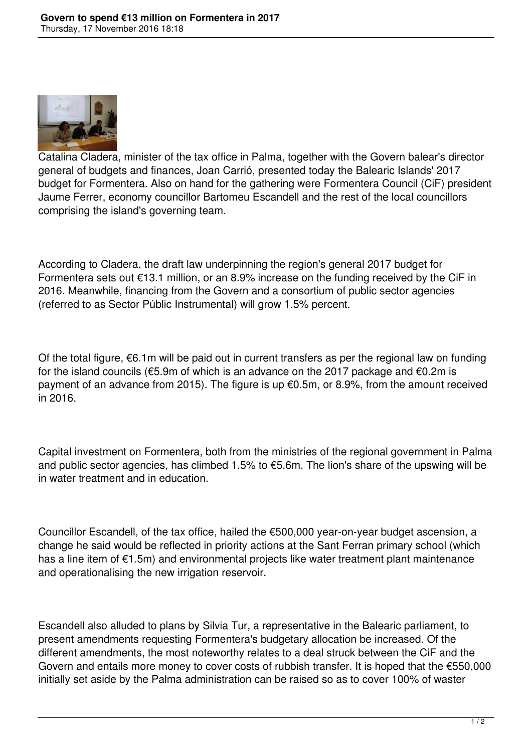# Govern to spend €13 million on Formentera in 2017

Thursday, 17 November 2016 18:18

Catalina Cladera, minister of the tax office in Palma, together with the Govern balear's director general of budgets and finances, Joan Carrió, presented today the Balearic Islands' 2017 budget for Formentera. Also on hand for the gathering were Formentera Council (CiF) president Jaume Ferrer, economy councillor Bartomeu Escandell and the rest of the local councillors comprising the island's governing team.

According to Cladera, the draft law underpinning the region's general 2017 budget for Formentera sets out €13.1 million, or an 8.9% increase on the funding received by the CiF in 2016. Meanwhile, financing from the Govern and a consortium of public sector agencies (referred to as Sector Públic Instrumental) will grow 1.5% percent.

Of the total figure, €6.1m will be paid out in current transfers as per the regional law on funding for the island councils (€5.9m of which is an advance on the 2017 package and €0.2m is payment of an advance from 2015). The figure is up €0.5m, or 8.9%, from the amount received in 2016.

Capital investment on Formentera, both from the ministries of the regional government in Palma and public sector agencies, has climbed 1.5% to €5.6m. The lion's share of the upswing will be in water treatment and in education.

Councillor Escandell, of the tax office, hailed the €500,000 year-on-year budget ascension, a change he said would be reflected in priority actions at the Sant Ferran primary school (which has a line item of €1.5m) and environmental projects like water treatment plant maintenance and operationalising the new irrigation reservoir.

Escandell also alluded to plans by Silvia Tur, a representative in the Balearic parliament, to present amendments requesting Formentera's budgetary allocation be increased. Of the different amendments, the most noteworthy relates to a deal struck between the CiF and the Govern and entails more money to cover costs of rubbish transfer. It is hoped that the €550,000 initially set aside by the Palma administration can be raised so as to cover 100% of waster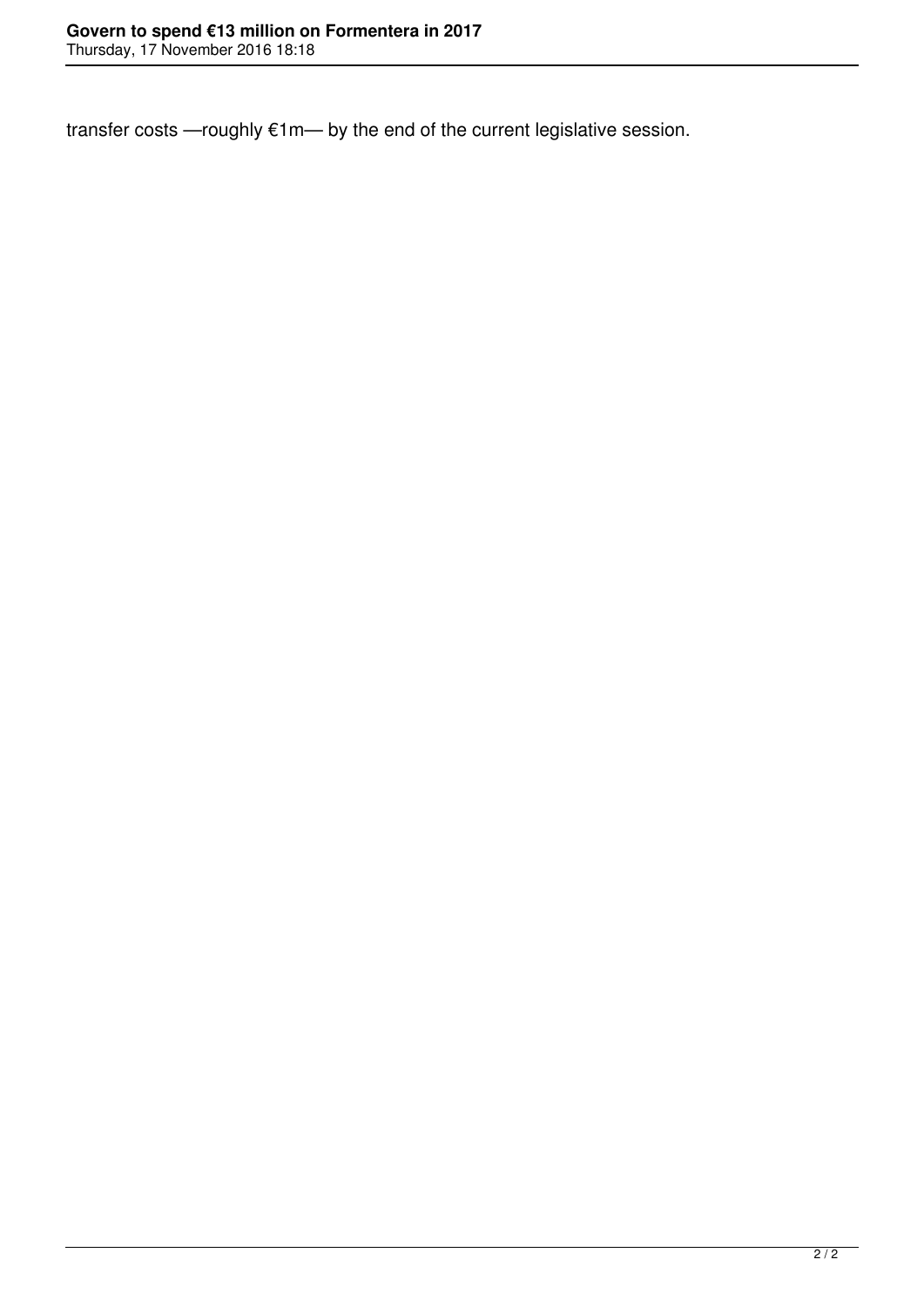transfer costs —roughly €1m— by the end of the current legislative session.